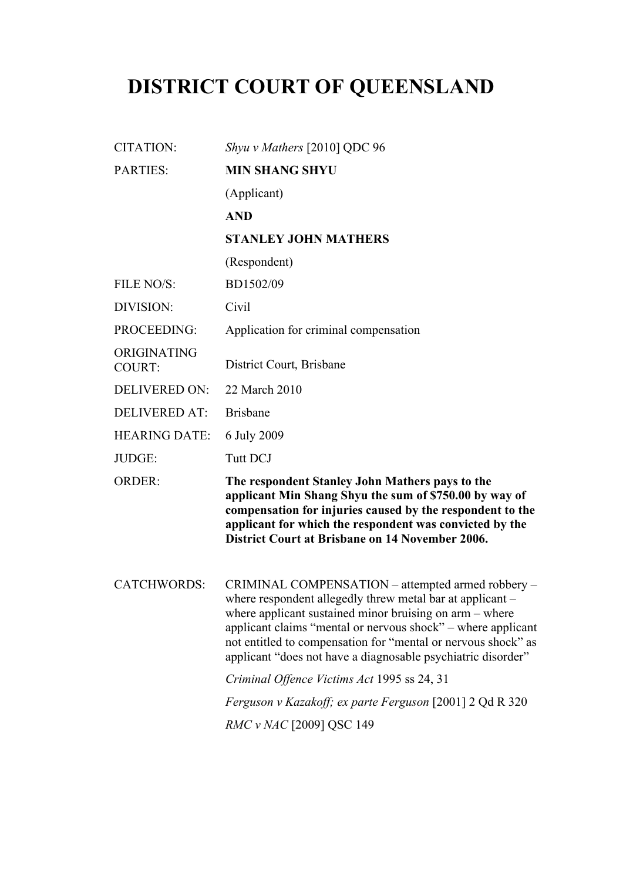# DISTRICT COURT OF QUEENSLAND

| | |
|---|---|
| CITATION: | *Shyu v Mathers* [2010] QDC 96 |
| PARTIES: | **MIN SHANG SHYU**<br>(Applicant)<br>**AND**<br>**STANLEY JOHN MATHERS**<br>(Respondent) |
| FILE NO/S: | BD1502/09 |
| DIVISION: | Civil |
| PROCEEDING: | Application for criminal compensation |
| ORIGINATING COURT: | District Court, Brisbane |
| DELIVERED ON: | 22 March 2010 |
| DELIVERED AT: | Brisbane |
| HEARING DATE: | 6 July 2009 |
| JUDGE: | Tutt DCJ |
| ORDER: | **The respondent Stanley John Mathers pays to the applicant Min Shang Shyu the sum of $750.00 by way of compensation for injuries caused by the respondent to the applicant for which the respondent was convicted by the District Court at Brisbane on 14 November 2006.** |
| CATCHWORDS: | CRIMINAL COMPENSATION – attempted armed robbery – where respondent allegedly threw metal bar at applicant – where applicant sustained minor bruising on arm – where applicant claims "mental or nervous shock" – where applicant not entitled to compensation for "mental or nervous shock" as applicant "does not have a diagnosable psychiatric disorder"<br><br>*Criminal Offence Victims Act* 1995 ss 24, 31<br><br>*Ferguson v Kazakoff; ex parte Ferguson* [2001] 2 Qd R 320<br><br>*RMC v NAC* [2009] QSC 149 |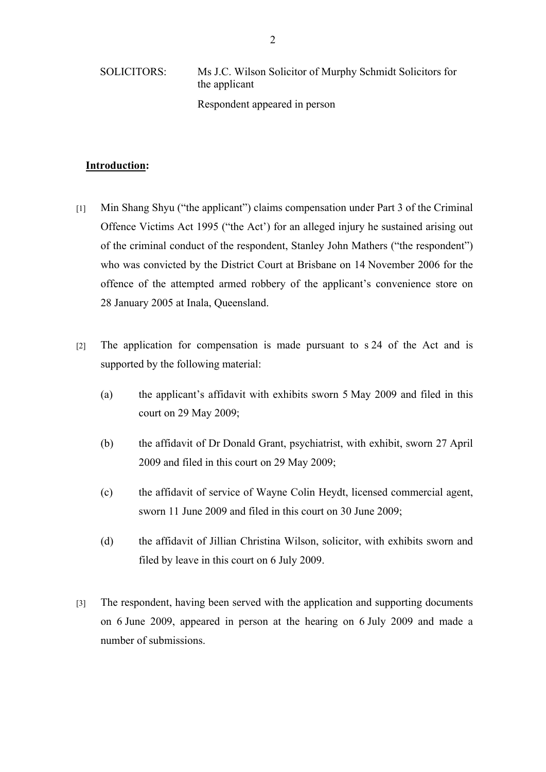SOLICITORS: Ms J.C. Wilson Solicitor of Murphy Schmidt Solicitors for the applicant

Respondent appeared in person

**Introduction:**

[1] Min Shang Shyu ("the applicant") claims compensation under Part 3 of the Criminal Offence Victims Act 1995 ("the Act') for an alleged injury he sustained arising out of the criminal conduct of the respondent, Stanley John Mathers ("the respondent") who was convicted by the District Court at Brisbane on 14 November 2006 for the offence of the attempted armed robbery of the applicant's convenience store on 28 January 2005 at Inala, Queensland.

[2] The application for compensation is made pursuant to s 24 of the Act and is supported by the following material:

(a) the applicant's affidavit with exhibits sworn 5 May 2009 and filed in this court on 29 May 2009;

(b) the affidavit of Dr Donald Grant, psychiatrist, with exhibit, sworn 27 April 2009 and filed in this court on 29 May 2009;

(c) the affidavit of service of Wayne Colin Heydt, licensed commercial agent, sworn 11 June 2009 and filed in this court on 30 June 2009;

(d) the affidavit of Jillian Christina Wilson, solicitor, with exhibits sworn and filed by leave in this court on 6 July 2009.

[3] The respondent, having been served with the application and supporting documents on 6 June 2009, appeared in person at the hearing on 6 July 2009 and made a number of submissions.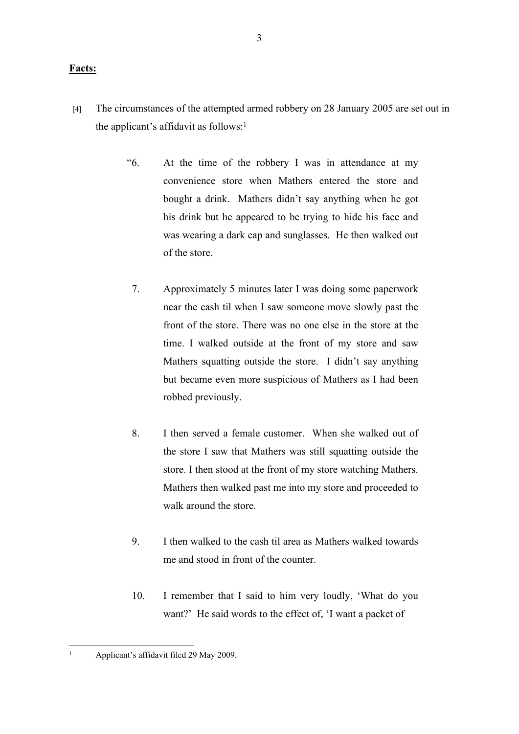**Facts:**

[4] The circumstances of the attempted armed robbery on 28 January 2005 are set out in the applicant's affidavit as follows:[1]

> "6. At the time of the robbery I was in attendance at my convenience store when Mathers entered the store and bought a drink. Mathers didn't say anything when he got his drink but he appeared to be trying to hide his face and was wearing a dark cap and sunglasses. He then walked out of the store.
>
> 7. Approximately 5 minutes later I was doing some paperwork near the cash til when I saw someone move slowly past the front of the store. There was no one else in the store at the time. I walked outside at the front of my store and saw Mathers squatting outside the store. I didn't say anything but became even more suspicious of Mathers as I had been robbed previously.
>
> 8. I then served a female customer. When she walked out of the store I saw that Mathers was still squatting outside the store. I then stood at the front of my store watching Mathers. Mathers then walked past me into my store and proceeded to walk around the store.
>
> 9. I then walked to the cash til area as Mathers walked towards me and stood in front of the counter.
>
> 10. I remember that I said to him very loudly, 'What do you want?' He said words to the effect of, 'I want a packet of

---

[1] Applicant's affidavit filed 29 May 2009.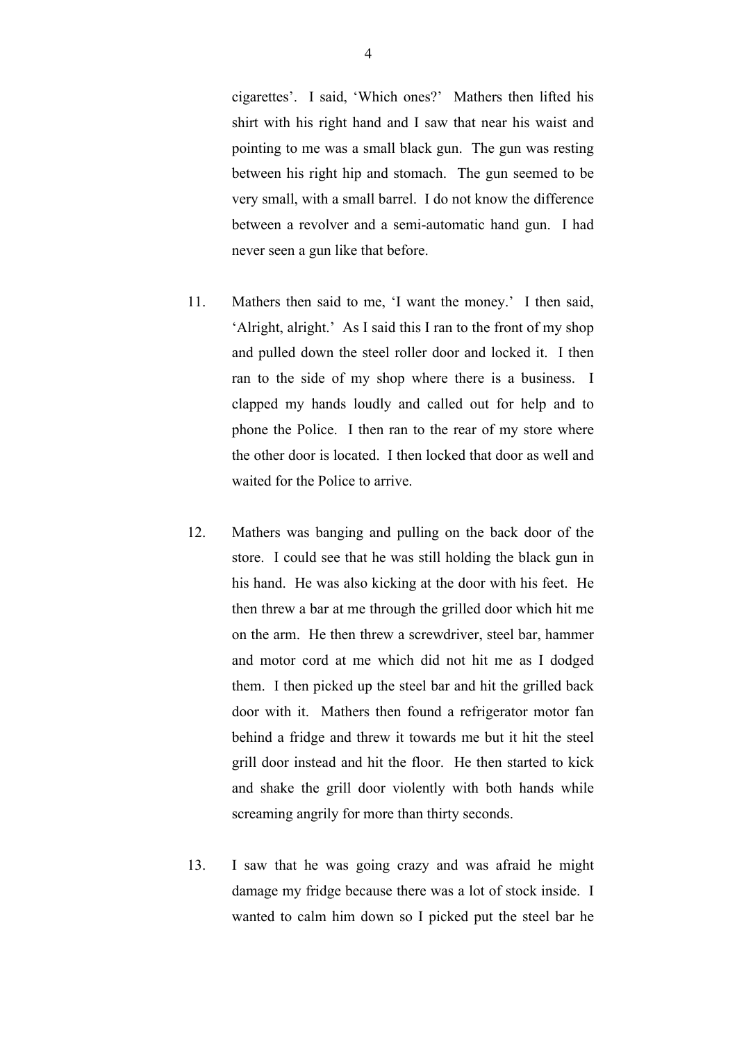cigarettes'. I said, 'Which ones?' Mathers then lifted his shirt with his right hand and I saw that near his waist and pointing to me was a small black gun. The gun was resting between his right hip and stomach. The gun seemed to be very small, with a small barrel. I do not know the difference between a revolver and a semi-automatic hand gun. I had never seen a gun like that before.

11. Mathers then said to me, 'I want the money.' I then said, 'Alright, alright.' As I said this I ran to the front of my shop and pulled down the steel roller door and locked it. I then ran to the side of my shop where there is a business. I clapped my hands loudly and called out for help and to phone the Police. I then ran to the rear of my store where the other door is located. I then locked that door as well and waited for the Police to arrive.

12. Mathers was banging and pulling on the back door of the store. I could see that he was still holding the black gun in his hand. He was also kicking at the door with his feet. He then threw a bar at me through the grilled door which hit me on the arm. He then threw a screwdriver, steel bar, hammer and motor cord at me which did not hit me as I dodged them. I then picked up the steel bar and hit the grilled back door with it. Mathers then found a refrigerator motor fan behind a fridge and threw it towards me but it hit the steel grill door instead and hit the floor. He then started to kick and shake the grill door violently with both hands while screaming angrily for more than thirty seconds.

13. I saw that he was going crazy and was afraid he might damage my fridge because there was a lot of stock inside. I wanted to calm him down so I picked put the steel bar he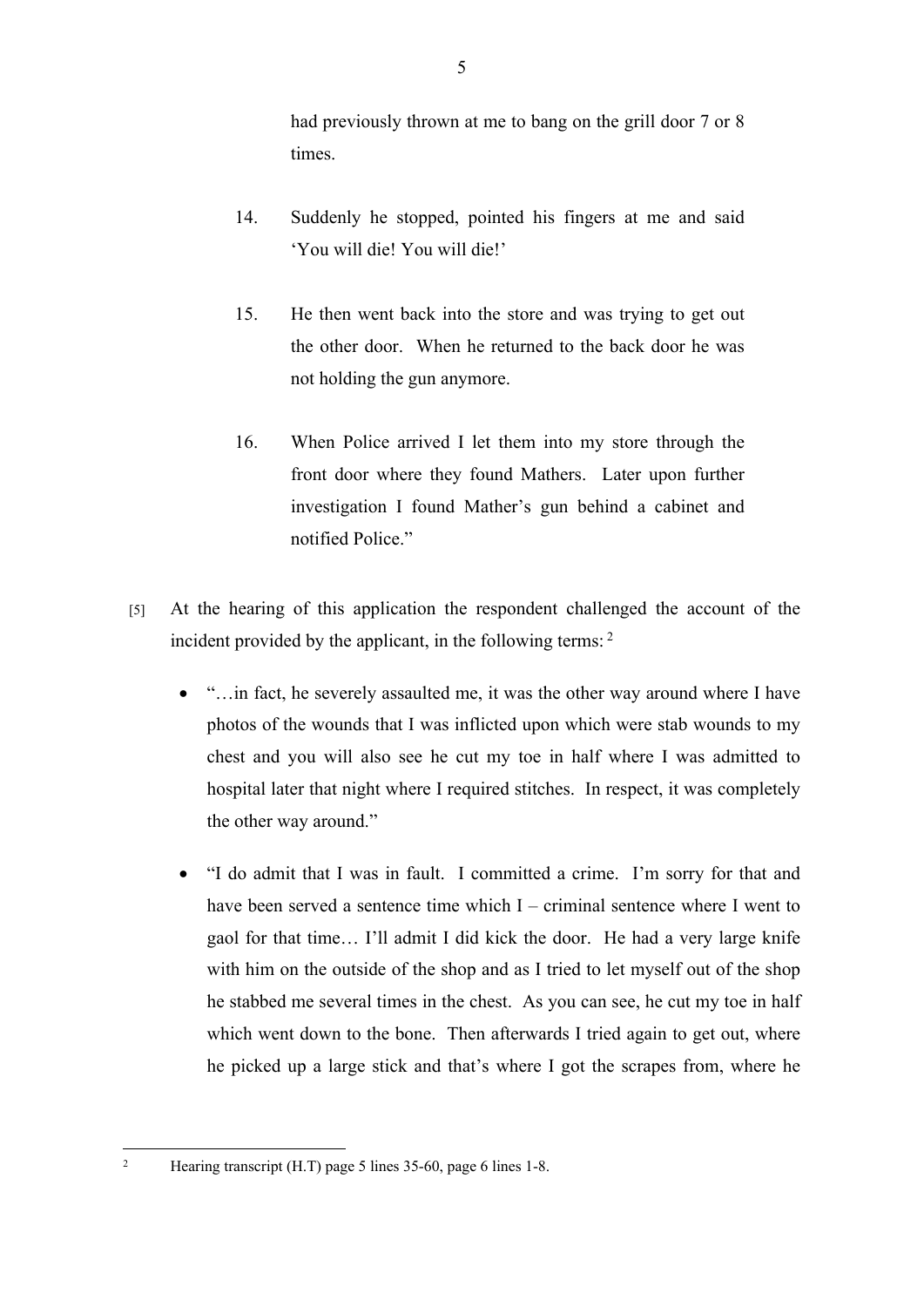had previously thrown at me to bang on the grill door 7 or 8 times.

14. Suddenly he stopped, pointed his fingers at me and said 'You will die! You will die!'

15. He then went back into the store and was trying to get out the other door. When he returned to the back door he was not holding the gun anymore.

16. When Police arrived I let them into my store through the front door where they found Mathers. Later upon further investigation I found Mather's gun behind a cabinet and notified Police."

[5] At the hearing of this application the respondent challenged the account of the incident provided by the applicant, in the following terms: [2]

- "…in fact, he severely assaulted me, it was the other way around where I have photos of the wounds that I was inflicted upon which were stab wounds to my chest and you will also see he cut my toe in half where I was admitted to hospital later that night where I required stitches. In respect, it was completely the other way around."

- "I do admit that I was in fault. I committed a crime. I'm sorry for that and have been served a sentence time which I – criminal sentence where I went to gaol for that time… I'll admit I did kick the door. He had a very large knife with him on the outside of the shop and as I tried to let myself out of the shop he stabbed me several times in the chest. As you can see, he cut my toe in half which went down to the bone. Then afterwards I tried again to get out, where he picked up a large stick and that's where I got the scrapes from, where he

---

[2] Hearing transcript (H.T) page 5 lines 35-60, page 6 lines 1-8.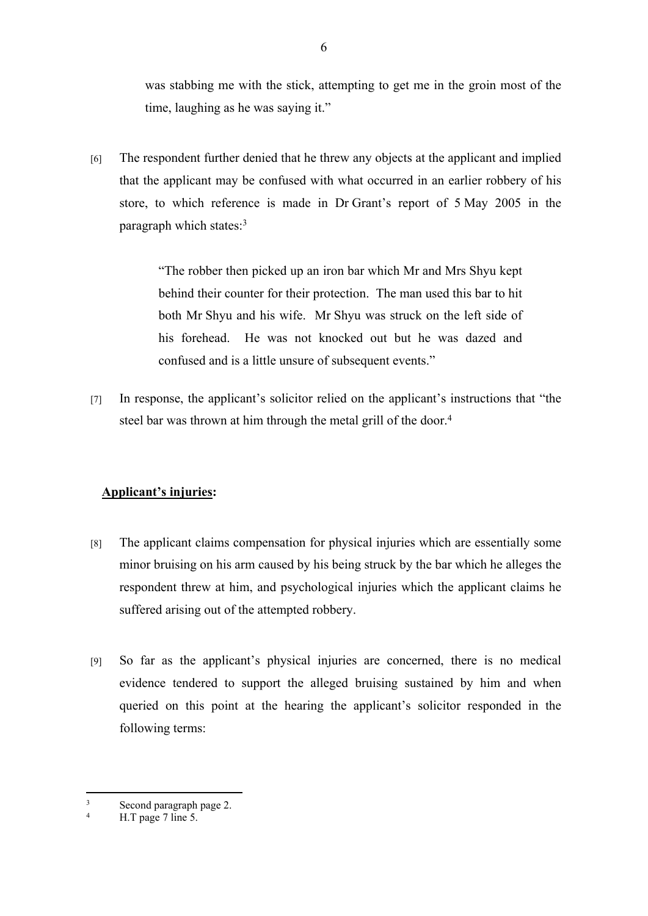was stabbing me with the stick, attempting to get me in the groin most of the time, laughing as he was saying it."

[6] The respondent further denied that he threw any objects at the applicant and implied that the applicant may be confused with what occurred in an earlier robbery of his store, to which reference is made in Dr Grant's report of 5 May 2005 in the paragraph which states:[3]

> "The robber then picked up an iron bar which Mr and Mrs Shyu kept behind their counter for their protection. The man used this bar to hit both Mr Shyu and his wife. Mr Shyu was struck on the left side of his forehead. He was not knocked out but he was dazed and confused and is a little unsure of subsequent events."

[7] In response, the applicant's solicitor relied on the applicant's instructions that "the steel bar was thrown at him through the metal grill of the door.[4]

**Applicant's injuries:**

[8] The applicant claims compensation for physical injuries which are essentially some minor bruising on his arm caused by his being struck by the bar which he alleges the respondent threw at him, and psychological injuries which the applicant claims he suffered arising out of the attempted robbery.

[9] So far as the applicant's physical injuries are concerned, there is no medical evidence tendered to support the alleged bruising sustained by him and when queried on this point at the hearing the applicant's solicitor responded in the following terms:

---

[3] Second paragraph page 2.

[4] H.T page 7 line 5.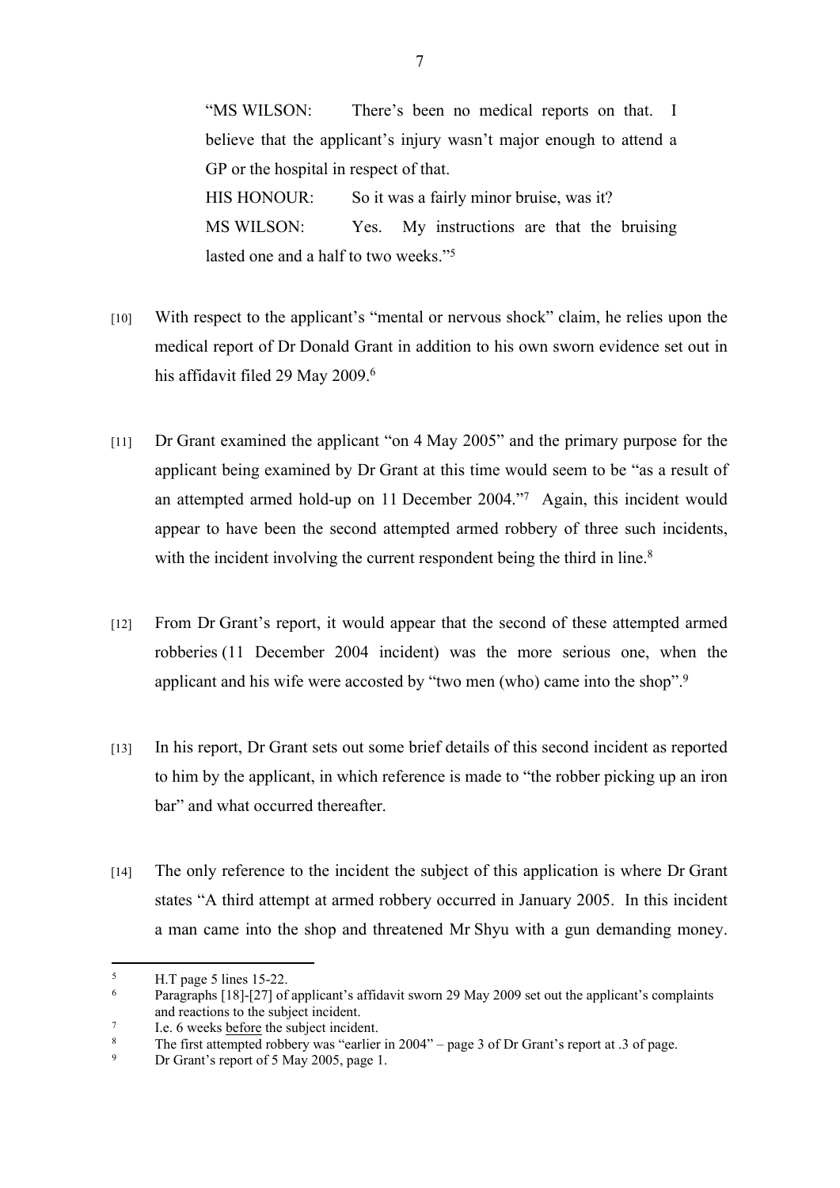"MS WILSON: There's been no medical reports on that. I believe that the applicant's injury wasn't major enough to attend a GP or the hospital in respect of that.

HIS HONOUR: So it was a fairly minor bruise, was it?

MS WILSON: Yes. My instructions are that the bruising lasted one and a half to two weeks."[5]

[10] With respect to the applicant's "mental or nervous shock" claim, he relies upon the medical report of Dr Donald Grant in addition to his own sworn evidence set out in his affidavit filed 29 May 2009.[6]

[11] Dr Grant examined the applicant "on 4 May 2005" and the primary purpose for the applicant being examined by Dr Grant at this time would seem to be "as a result of an attempted armed hold-up on 11 December 2004."[7] Again, this incident would appear to have been the second attempted armed robbery of three such incidents, with the incident involving the current respondent being the third in line.[8]

[12] From Dr Grant's report, it would appear that the second of these attempted armed robberies (11 December 2004 incident) was the more serious one, when the applicant and his wife were accosted by "two men (who) came into the shop".[9]

[13] In his report, Dr Grant sets out some brief details of this second incident as reported to him by the applicant, in which reference is made to "the robber picking up an iron bar" and what occurred thereafter.

[14] The only reference to the incident the subject of this application is where Dr Grant states "A third attempt at armed robbery occurred in January 2005. In this incident a man came into the shop and threatened Mr Shyu with a gun demanding money.

---

[5] H.T page 5 lines 15-22.

[6] Paragraphs [18]-[27] of applicant's affidavit sworn 29 May 2009 set out the applicant's complaints and reactions to the subject incident.

[7] I.e. 6 weeks before the subject incident.

[8] The first attempted robbery was "earlier in 2004" – page 3 of Dr Grant's report at .3 of page.

[9] Dr Grant's report of 5 May 2005, page 1.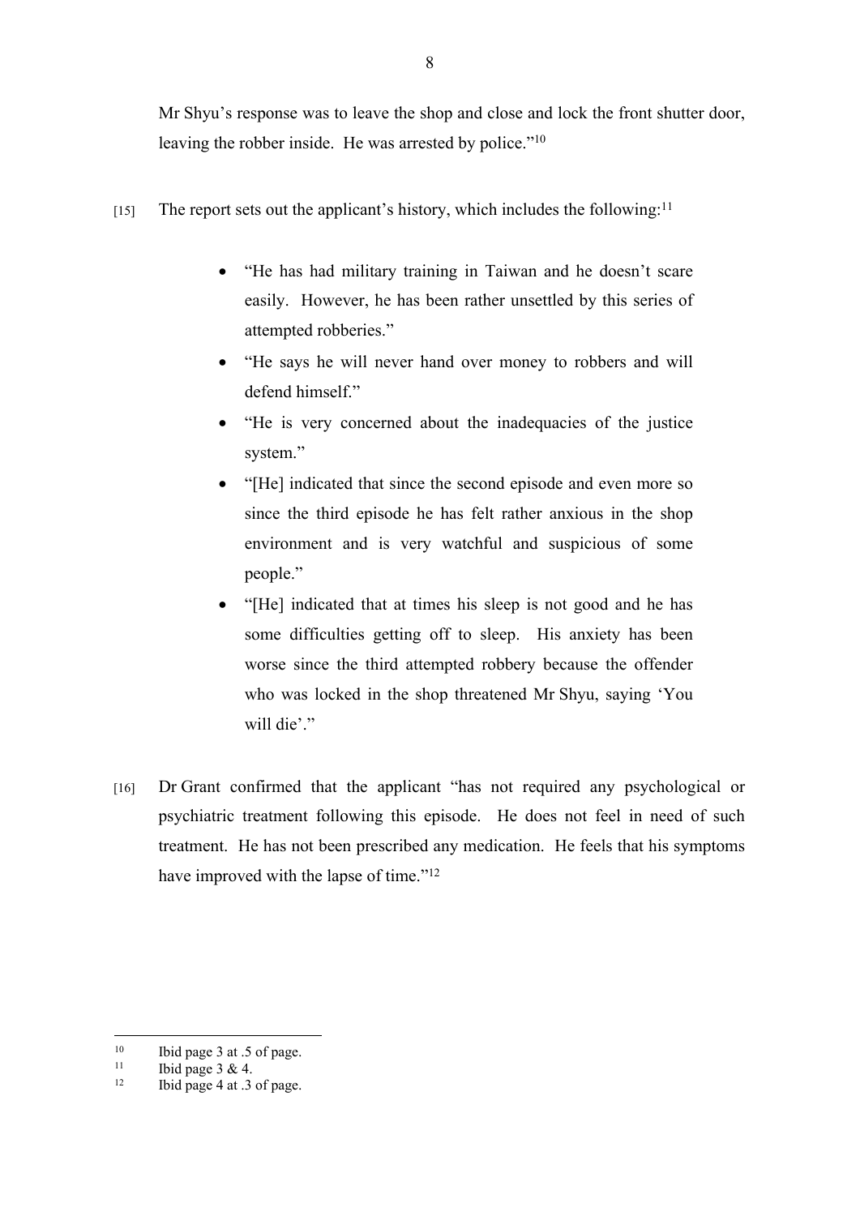Mr Shyu's response was to leave the shop and close and lock the front shutter door, leaving the robber inside. He was arrested by police."[10]

[15] The report sets out the applicant's history, which includes the following:[11]

- "He has had military training in Taiwan and he doesn't scare easily. However, he has been rather unsettled by this series of attempted robberies."
- "He says he will never hand over money to robbers and will defend himself."
- "He is very concerned about the inadequacies of the justice system."
- "[He] indicated that since the second episode and even more so since the third episode he has felt rather anxious in the shop environment and is very watchful and suspicious of some people."
- "[He] indicated that at times his sleep is not good and he has some difficulties getting off to sleep. His anxiety has been worse since the third attempted robbery because the offender who was locked in the shop threatened Mr Shyu, saying 'You will die'."

[16] Dr Grant confirmed that the applicant "has not required any psychological or psychiatric treatment following this episode. He does not feel in need of such treatment. He has not been prescribed any medication. He feels that his symptoms have improved with the lapse of time."[12]

---

[10] Ibid page 3 at .5 of page.

[11] Ibid page 3 & 4.

[12] Ibid page 4 at .3 of page.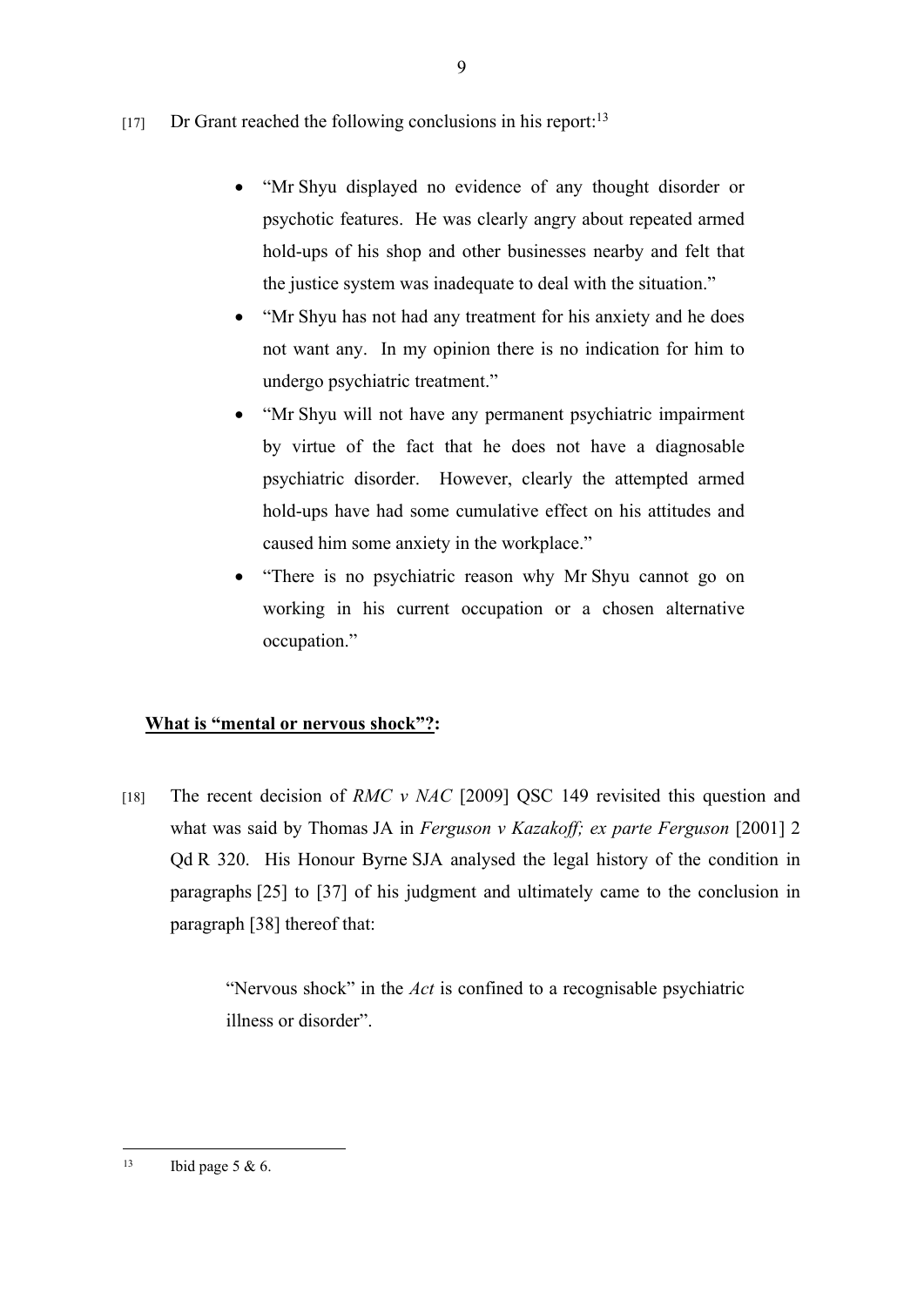[17] Dr Grant reached the following conclusions in his report:[13]

- "Mr Shyu displayed no evidence of any thought disorder or psychotic features. He was clearly angry about repeated armed hold-ups of his shop and other businesses nearby and felt that the justice system was inadequate to deal with the situation."
- "Mr Shyu has not had any treatment for his anxiety and he does not want any. In my opinion there is no indication for him to undergo psychiatric treatment."
- "Mr Shyu will not have any permanent psychiatric impairment by virtue of the fact that he does not have a diagnosable psychiatric disorder. However, clearly the attempted armed hold-ups have had some cumulative effect on his attitudes and caused him some anxiety in the workplace."
- "There is no psychiatric reason why Mr Shyu cannot go on working in his current occupation or a chosen alternative occupation."

**<u>What is "mental or nervous shock"?</u>:**

[18] The recent decision of *RMC v NAC* [2009] QSC 149 revisited this question and what was said by Thomas JA in *Ferguson v Kazakoff; ex parte Ferguson* [2001] 2 Qd R 320. His Honour Byrne SJA analysed the legal history of the condition in paragraphs [25] to [37] of his judgment and ultimately came to the conclusion in paragraph [38] thereof that:

> "Nervous shock" in the *Act* is confined to a recognisable psychiatric illness or disorder".

[13] Ibid page 5 & 6.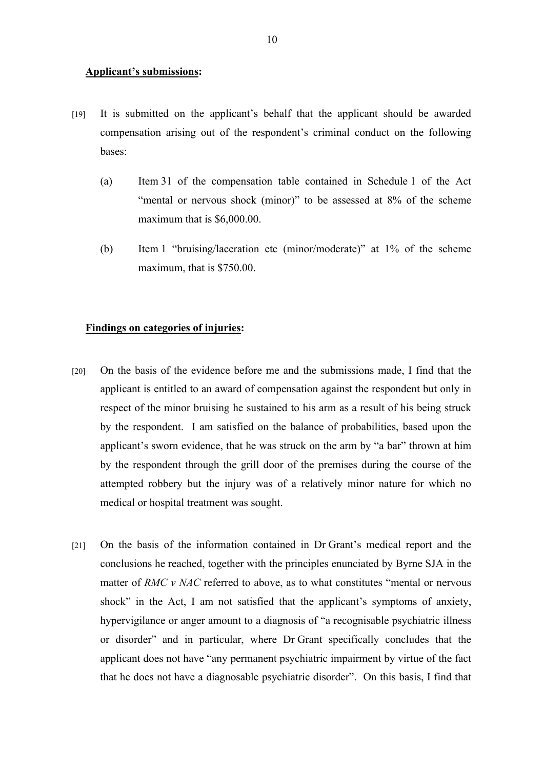**<u>Applicant's submissions</u>:**

[19] It is submitted on the applicant's behalf that the applicant should be awarded compensation arising out of the respondent's criminal conduct on the following bases:

(a) Item 31 of the compensation table contained in Schedule 1 of the Act "mental or nervous shock (minor)" to be assessed at 8% of the scheme maximum that is $6,000.00.

(b) Item 1 "bruising/laceration etc (minor/moderate)" at 1% of the scheme maximum, that is $750.00.

**<u>Findings on categories of injuries</u>:**

[20] On the basis of the evidence before me and the submissions made, I find that the applicant is entitled to an award of compensation against the respondent but only in respect of the minor bruising he sustained to his arm as a result of his being struck by the respondent. I am satisfied on the balance of probabilities, based upon the applicant's sworn evidence, that he was struck on the arm by "a bar" thrown at him by the respondent through the grill door of the premises during the course of the attempted robbery but the injury was of a relatively minor nature for which no medical or hospital treatment was sought.

[21] On the basis of the information contained in Dr Grant's medical report and the conclusions he reached, together with the principles enunciated by Byrne SJA in the matter of *RMC v NAC* referred to above, as to what constitutes "mental or nervous shock" in the Act, I am not satisfied that the applicant's symptoms of anxiety, hypervigilance or anger amount to a diagnosis of "a recognisable psychiatric illness or disorder" and in particular, where Dr Grant specifically concludes that the applicant does not have "any permanent psychiatric impairment by virtue of the fact that he does not have a diagnosable psychiatric disorder". On this basis, I find that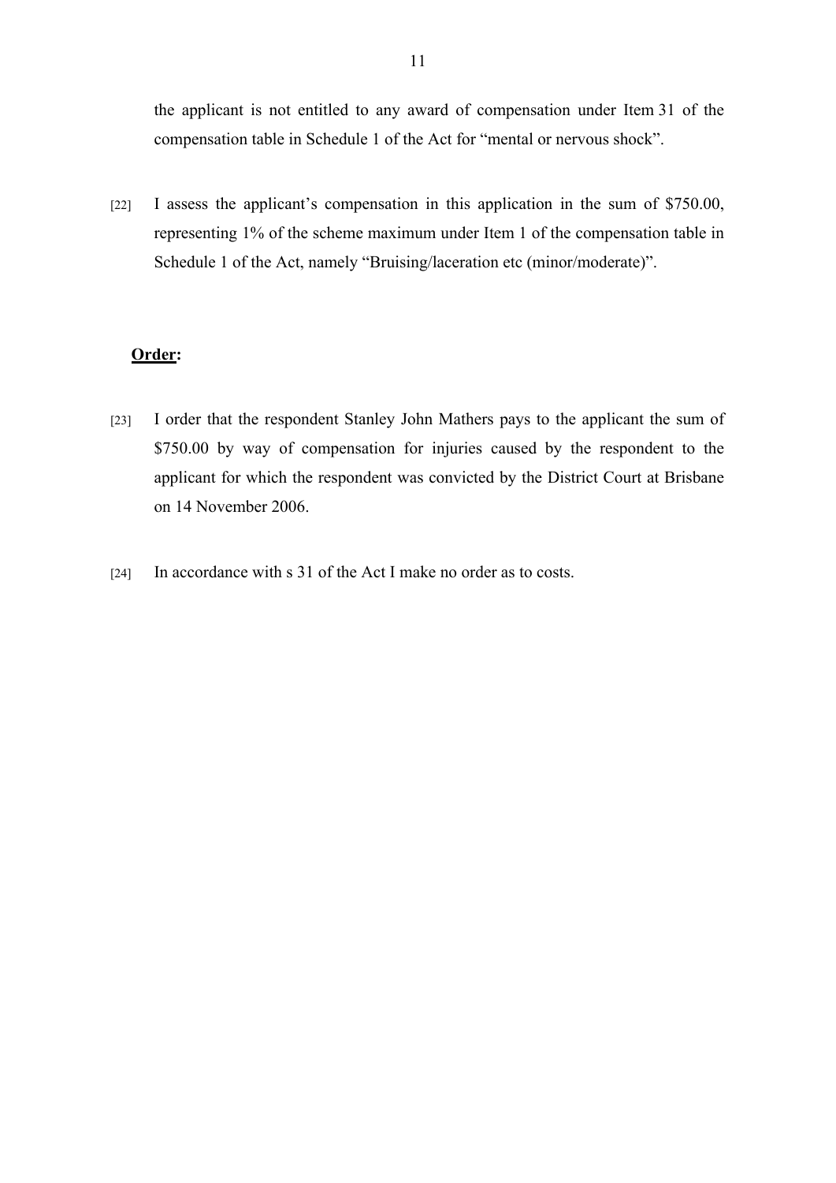the applicant is not entitled to any award of compensation under Item 31 of the compensation table in Schedule 1 of the Act for "mental or nervous shock".

[22] I assess the applicant's compensation in this application in the sum of $750.00, representing 1% of the scheme maximum under Item 1 of the compensation table in Schedule 1 of the Act, namely "Bruising/laceration etc (minor/moderate)".

**Order:**

[23] I order that the respondent Stanley John Mathers pays to the applicant the sum of $750.00 by way of compensation for injuries caused by the respondent to the applicant for which the respondent was convicted by the District Court at Brisbane on 14 November 2006.

[24] In accordance with s 31 of the Act I make no order as to costs.